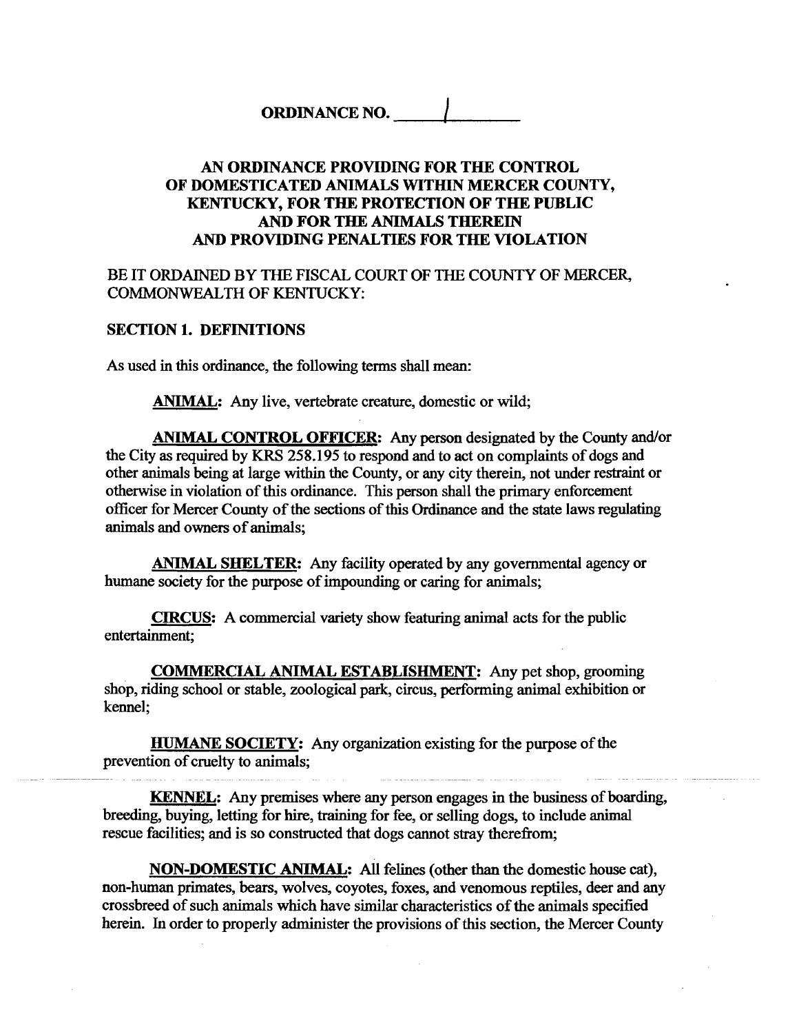# ORDINANCE NO. 1

## AN ORDINANCE PROVIDING FOR THE CONTROL OF DOMESTICATED ANIMALS WITHIN MERCER COUNTY, KENTUCKY, FOR THE PROTECTION OF THE PUBLIC AND FOR THE ANIMALS THEREIN AND PROVIDING PENALTIES FOR THE VIOLATION

BE IT ORDAINED BY THE FISCAL COURT OF THE COUNTY OF MERCER, COMMONWEALTH OF KENTUCKY:

### SECTION 1. DEFINITIONS

As used in this ordinance, the following terms shall mean:

**ANIMAL:** Any live, vertebrate creature, domestic or wild;

**ANIMAL CONTROL OFFICER:** Any person designated by the County and/or the City as required by KRS 258.195 to respond and to act on complaints of dogs and other animals being at large within the County, or any city therein, not under restraint or otherwise in violation of this ordinance. This person shall the primary enforcement officer for Mercer County of the sections of this Ordinance and the state laws regulating animals and owners of animals;

**ANIMAL SHELTER:** Any facility operated by any governmental agency or humane society for the purpose of impounding or caring for animals;

**CIRCUS:** A commercial variety show featuring animal acts for the public entertainment;

**COMMERCIAL ANIMAL ESTABLISHMENT:** Any pet shop, grooming shop, riding school or stable, zoological park, circus, performing animal exhibition or kennel;

**HUMANE SOCIETY:** Any organization existing for the purpose of the prevention of cruelty to animals;

**KENNEL:** Any premises where any person engages in the business of boarding, breeding, buying, letting for hire, training for fee, or selling dogs, to include animal rescue facilities; and is so constructed that dogs cannot stray therefrom;

**NON-DOMESTIC ANIMAL:** All felines (other than the domestic house cat), non-human primates, bears, wolves, coyotes, foxes, and venomous reptiles, deer and any crossbreed of such animals which have similar characteristics of the animals specified herein. In order to properly administer the provisions of this section, the Mercer County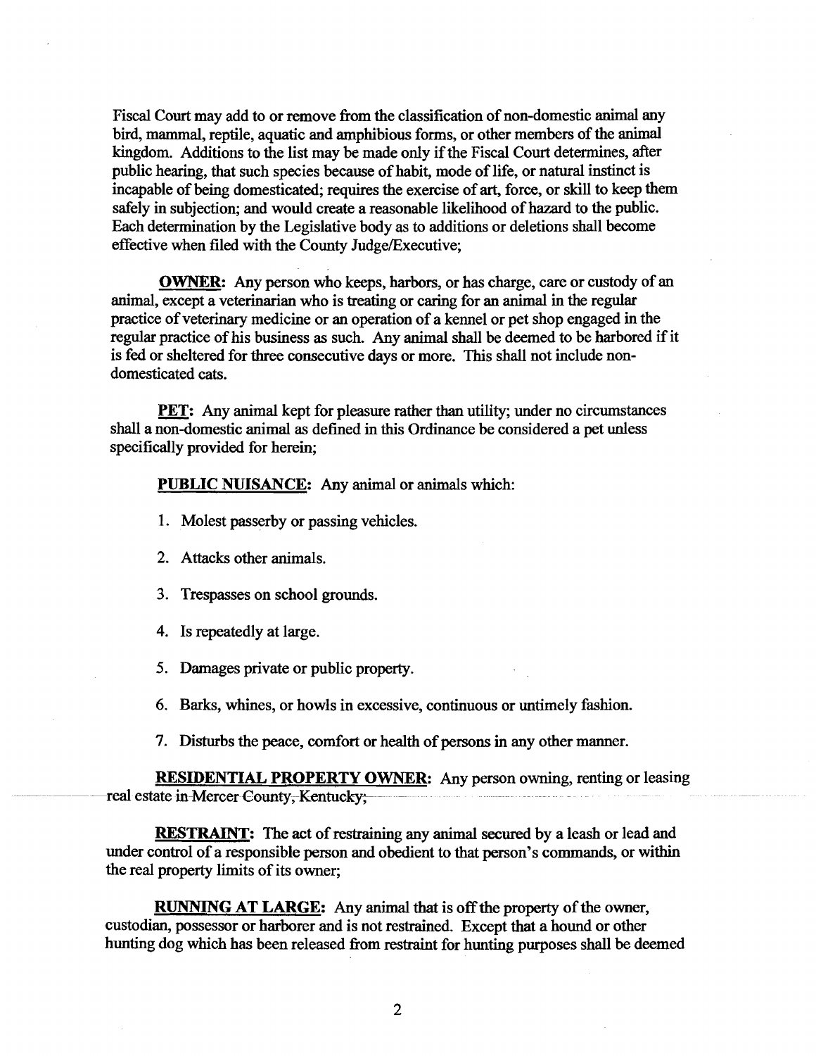Fiscal Court may add to or remove from the classification of non-domestic animal any bird, mammal, reptile, aquatic and amphibious forms, or other members of the animal kingdom. Additions to the list may be made only if the Fiscal Court determines, after public hearing, that such species because of habit, mode of life, or natural instinct is incapable of being domesticated; requires the exercise of art, force, or skill to keep them safely in subjection; and would create a reasonable likelihood of hazard to the public. Each determination by the Legislative body as to additions or deletions shall become effective when filed with the County Judge/Executive;

**OWNER:** Any person who keeps, harbors, or has charge, care or custody of an animal, except a veterinarian who is treating or caring for an animal in the regular practice of veterinary medicine or an operation of a kennel or pet shop engaged in the regular practice of his business as such. Any animal shall be deemed to be harbored if it is fed or sheltered for three consecutive days or more. This shall not include non-domesticated cats.

**PET:** Any animal kept for pleasure rather than utility; under no circumstances shall a non-domestic animal as defined in this Ordinance be considered a pet unless specifically provided for herein;

**PUBLIC NUISANCE:** Any animal or animals which:

1. Molest passerby or passing vehicles.
2. Attacks other animals.
3. Trespasses on school grounds.
4. Is repeatedly at large.
5. Damages private or public property.
6. Barks, whines, or howls in excessive, continuous or untimely fashion.
7. Disturbs the peace, comfort or health of persons in any other manner.

**RESIDENTIAL PROPERTY OWNER:** Any person owning, renting or leasing real estate in Mercer County, Kentucky;

**RESTRAINT:** The act of restraining any animal secured by a leash or lead and under control of a responsible person and obedient to that person's commands, or within the real property limits of its owner;

**RUNNING AT LARGE:** Any animal that is off the property of the owner, custodian, possessor or harborer and is not restrained. Except that a hound or other hunting dog which has been released from restraint for hunting purposes shall be deemed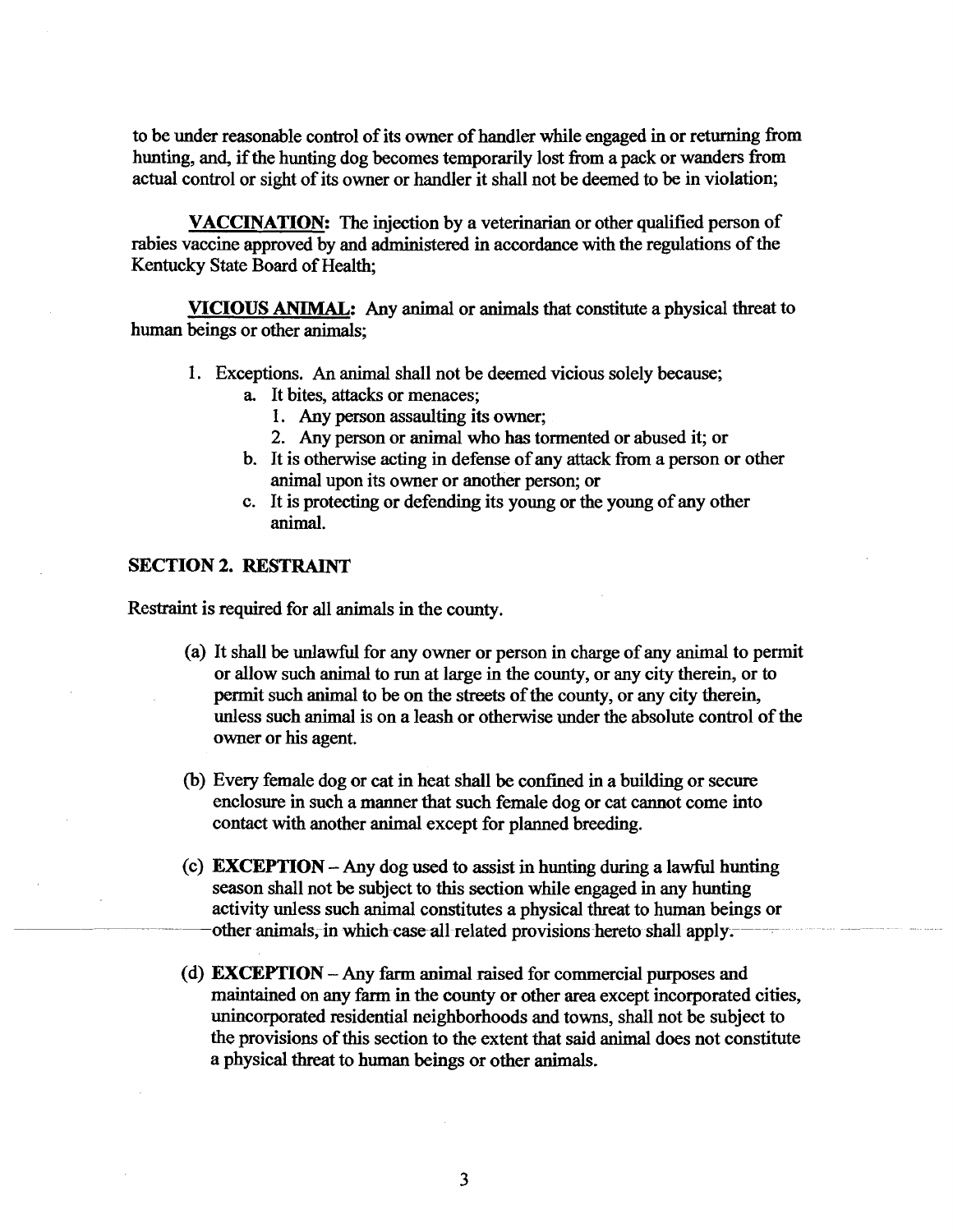to be under reasonable control of its owner of handler while engaged in or returning from hunting, and, if the hunting dog becomes temporarily lost from a pack or wanders from actual control or sight of its owner or handler it shall not be deemed to be in violation;

**VACCINATION:** The injection by a veterinarian or other qualified person of rabies vaccine approved by and administered in accordance with the regulations of the Kentucky State Board of Health;

**VICIOUS ANIMAL:** Any animal or animals that constitute a physical threat to human beings or other animals;

1. Exceptions. An animal shall not be deemed vicious solely because;
   a. It bites, attacks or menaces;
      1. Any person assaulting its owner;
      2. Any person or animal who has tormented or abused it; or
   b. It is otherwise acting in defense of any attack from a person or other animal upon its owner or another person; or
   c. It is protecting or defending its young or the young of any other animal.

## SECTION 2. RESTRAINT

Restraint is required for all animals in the county.

(a) It shall be unlawful for any owner or person in charge of any animal to permit or allow such animal to run at large in the county, or any city therein, or to permit such animal to be on the streets of the county, or any city therein, unless such animal is on a leash or otherwise under the absolute control of the owner or his agent.

(b) Every female dog or cat in heat shall be confined in a building or secure enclosure in such a manner that such female dog or cat cannot come into contact with another animal except for planned breeding.

(c) **EXCEPTION** – Any dog used to assist in hunting during a lawful hunting season shall not be subject to this section while engaged in any hunting activity unless such animal constitutes a physical threat to human beings or other animals, in which case all related provisions hereto shall apply.

(d) **EXCEPTION** – Any farm animal raised for commercial purposes and maintained on any farm in the county or other area except incorporated cities, unincorporated residential neighborhoods and towns, shall not be subject to the provisions of this section to the extent that said animal does not constitute a physical threat to human beings or other animals.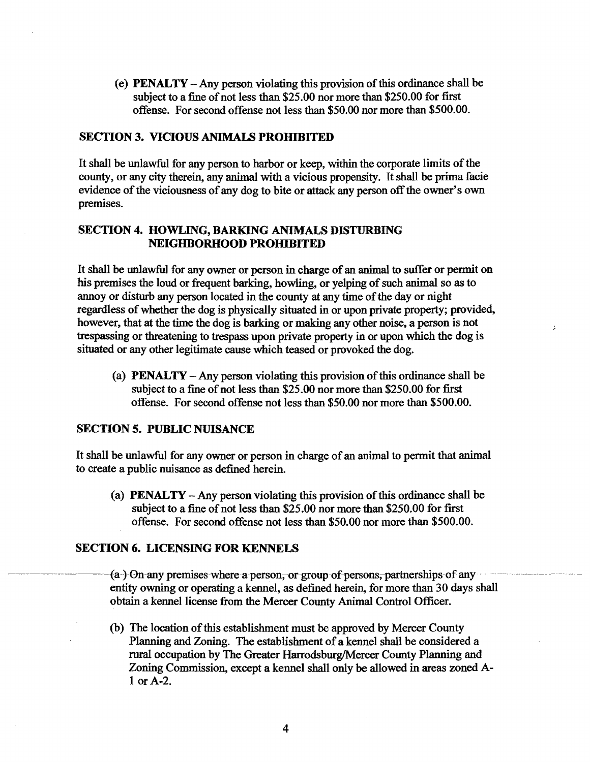(e) **PENALTY** – Any person violating this provision of this ordinance shall be subject to a fine of not less than $25.00 nor more than $250.00 for first offense. For second offense not less than $50.00 nor more than $500.00.

## SECTION 3. VICIOUS ANIMALS PROHIBITED

It shall be unlawful for any person to harbor or keep, within the corporate limits of the county, or any city therein, any animal with a vicious propensity. It shall be prima facie evidence of the viciousness of any dog to bite or attack any person off the owner's own premises.

## SECTION 4. HOWLING, BARKING ANIMALS DISTURBING NEIGHBORHOOD PROHIBITED

It shall be unlawful for any owner or person in charge of an animal to suffer or permit on his premises the loud or frequent barking, howling, or yelping of such animal so as to annoy or disturb any person located in the county at any time of the day or night regardless of whether the dog is physically situated in or upon private property; provided, however, that at the time the dog is barking or making any other noise, a person is not trespassing or threatening to trespass upon private property in or upon which the dog is situated or any other legitimate cause which teased or provoked the dog.

(a) **PENALTY** – Any person violating this provision of this ordinance shall be subject to a fine of not less than $25.00 nor more than $250.00 for first offense. For second offense not less than $50.00 nor more than $500.00.

## SECTION 5. PUBLIC NUISANCE

It shall be unlawful for any owner or person in charge of an animal to permit that animal to create a public nuisance as defined herein.

(a) **PENALTY** – Any person violating this provision of this ordinance shall be subject to a fine of not less than $25.00 nor more than $250.00 for first offense. For second offense not less than $50.00 nor more than $500.00.

## SECTION 6. LICENSING FOR KENNELS

(a) On any premises where a person, or group of persons, partnerships of any entity owning or operating a kennel, as defined herein, for more than 30 days shall obtain a kennel license from the Mercer County Animal Control Officer.

(b) The location of this establishment must be approved by Mercer County Planning and Zoning. The establishment of a kennel shall be considered a rural occupation by The Greater Harrodsburg/Mercer County Planning and Zoning Commission, except a kennel shall only be allowed in areas zoned A-1 or A-2.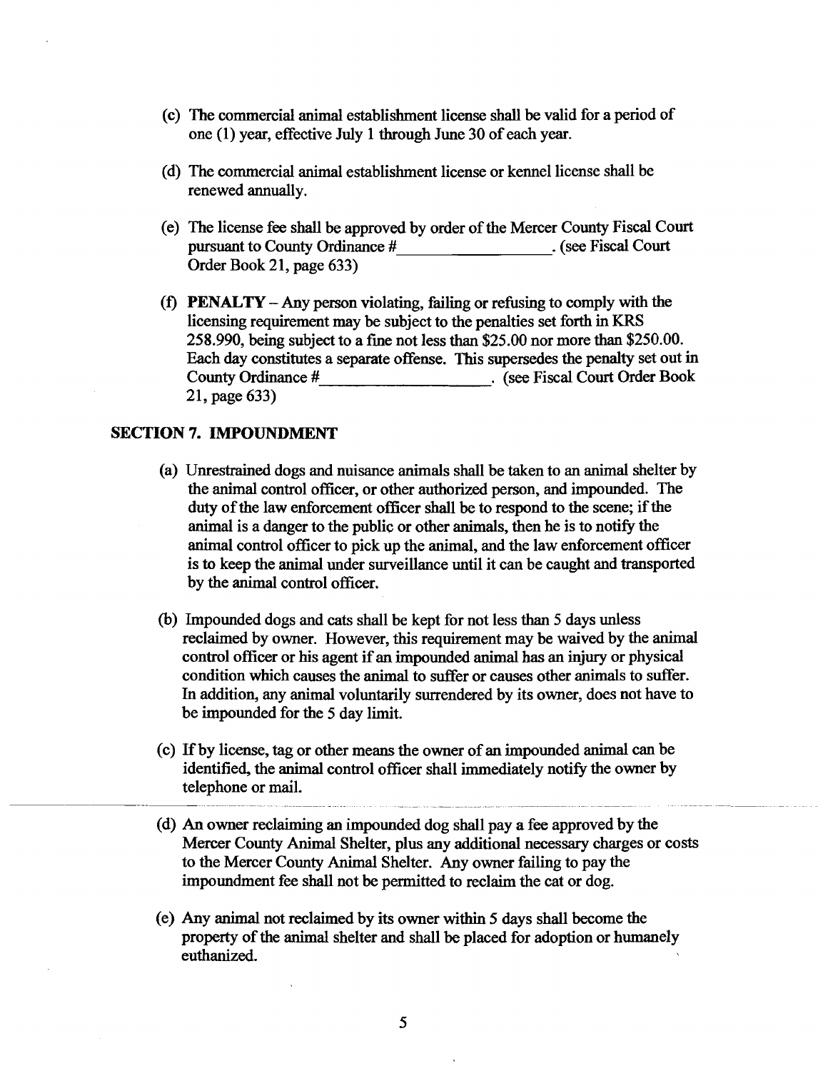(c) The commercial animal establishment license shall be valid for a period of one (1) year, effective July 1 through June 30 of each year.

(d) The commercial animal establishment license or kennel license shall be renewed annually.

(e) The license fee shall be approved by order of the Mercer County Fiscal Court pursuant to County Ordinance #\_\_\_\_\_\_\_\_\_\_\_\_\_\_\_\_\_\_. (see Fiscal Court Order Book 21, page 633)

(f) **PENALTY** – Any person violating, failing or refusing to comply with the licensing requirement may be subject to the penalties set forth in KRS 258.990, being subject to a fine not less than $25.00 nor more than $250.00. Each day constitutes a separate offense. This supersedes the penalty set out in County Ordinance #\_\_\_\_\_\_\_\_\_\_\_\_\_\_\_\_\_\_\_\_. (see Fiscal Court Order Book 21, page 633)

## SECTION 7. IMPOUNDMENT

(a) Unrestrained dogs and nuisance animals shall be taken to an animal shelter by the animal control officer, or other authorized person, and impounded. The duty of the law enforcement officer shall be to respond to the scene; if the animal is a danger to the public or other animals, then he is to notify the animal control officer to pick up the animal, and the law enforcement officer is to keep the animal under surveillance until it can be caught and transported by the animal control officer.

(b) Impounded dogs and cats shall be kept for not less than 5 days unless reclaimed by owner. However, this requirement may be waived by the animal control officer or his agent if an impounded animal has an injury or physical condition which causes the animal to suffer or causes other animals to suffer. In addition, any animal voluntarily surrendered by its owner, does not have to be impounded for the 5 day limit.

(c) If by license, tag or other means the owner of an impounded animal can be identified, the animal control officer shall immediately notify the owner by telephone or mail.

(d) An owner reclaiming an impounded dog shall pay a fee approved by the Mercer County Animal Shelter, plus any additional necessary charges or costs to the Mercer County Animal Shelter. Any owner failing to pay the impoundment fee shall not be permitted to reclaim the cat or dog.

(e) Any animal not reclaimed by its owner within 5 days shall become the property of the animal shelter and shall be placed for adoption or humanely euthanized.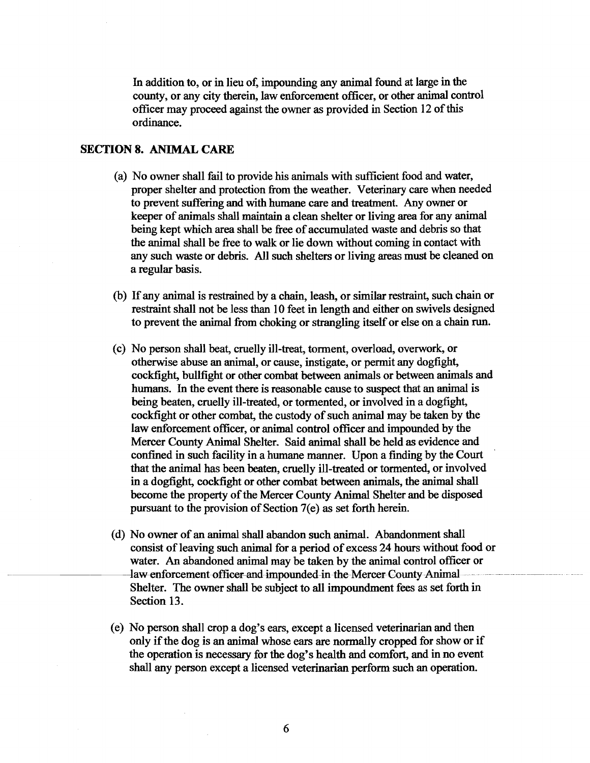In addition to, or in lieu of, impounding any animal found at large in the county, or any city therein, law enforcement officer, or other animal control officer may proceed against the owner as provided in Section 12 of this ordinance.

## SECTION 8. ANIMAL CARE

(a) No owner shall fail to provide his animals with sufficient food and water, proper shelter and protection from the weather. Veterinary care when needed to prevent suffering and with humane care and treatment. Any owner or keeper of animals shall maintain a clean shelter or living area for any animal being kept which area shall be free of accumulated waste and debris so that the animal shall be free to walk or lie down without coming in contact with any such waste or debris. All such shelters or living areas must be cleaned on a regular basis.

(b) If any animal is restrained by a chain, leash, or similar restraint, such chain or restraint shall not be less than 10 feet in length and either on swivels designed to prevent the animal from choking or strangling itself or else on a chain run.

(c) No person shall beat, cruelly ill-treat, torment, overload, overwork, or otherwise abuse an animal, or cause, instigate, or permit any dogfight, cockfight, bullfight or other combat between animals or between animals and humans. In the event there is reasonable cause to suspect that an animal is being beaten, cruelly ill-treated, or tormented, or involved in a dogfight, cockfight or other combat, the custody of such animal may be taken by the law enforcement officer, or animal control officer and impounded by the Mercer County Animal Shelter. Said animal shall be held as evidence and confined in such facility in a humane manner. Upon a finding by the Court that the animal has been beaten, cruelly ill-treated or tormented, or involved in a dogfight, cockfight or other combat between animals, the animal shall become the property of the Mercer County Animal Shelter and be disposed pursuant to the provision of Section 7(e) as set forth herein.

(d) No owner of an animal shall abandon such animal. Abandonment shall consist of leaving such animal for a period of excess 24 hours without food or water. An abandoned animal may be taken by the animal control officer or law enforcement officer and impounded in the Mercer County Animal Shelter. The owner shall be subject to all impoundment fees as set forth in Section 13.

(e) No person shall crop a dog's ears, except a licensed veterinarian and then only if the dog is an animal whose ears are normally cropped for show or if the operation is necessary for the dog's health and comfort, and in no event shall any person except a licensed veterinarian perform such an operation.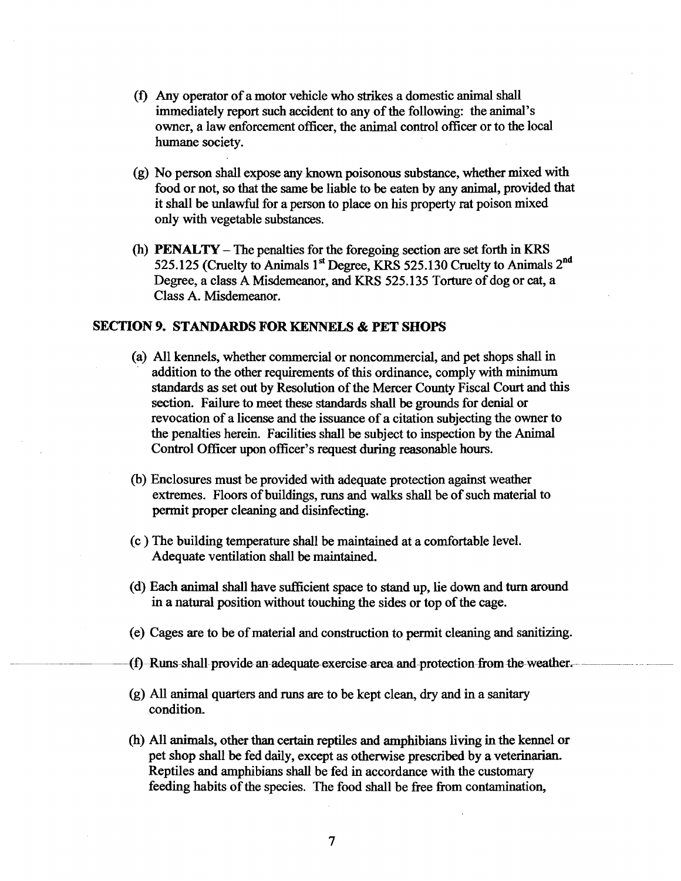(f) Any operator of a motor vehicle who strikes a domestic animal shall immediately report such accident to any of the following: the animal's owner, a law enforcement officer, the animal control officer or to the local humane society.

(g) No person shall expose any known poisonous substance, whether mixed with food or not, so that the same be liable to be eaten by any animal, provided that it shall be unlawful for a person to place on his property rat poison mixed only with vegetable substances.

(h) **PENALTY** – The penalties for the foregoing section are set forth in KRS 525.125 (Cruelty to Animals 1st Degree, KRS 525.130 Cruelty to Animals 2nd Degree, a class A Misdemeanor, and KRS 525.135 Torture of dog or cat, a Class A. Misdemeanor.

## SECTION 9. STANDARDS FOR KENNELS & PET SHOPS

(a) All kennels, whether commercial or noncommercial, and pet shops shall in addition to the other requirements of this ordinance, comply with minimum standards as set out by Resolution of the Mercer County Fiscal Court and this section. Failure to meet these standards shall be grounds for denial or revocation of a license and the issuance of a citation subjecting the owner to the penalties herein. Facilities shall be subject to inspection by the Animal Control Officer upon officer's request during reasonable hours.

(b) Enclosures must be provided with adequate protection against weather extremes. Floors of buildings, runs and walks shall be of such material to permit proper cleaning and disinfecting.

(c ) The building temperature shall be maintained at a comfortable level. Adequate ventilation shall be maintained.

(d) Each animal shall have sufficient space to stand up, lie down and turn around in a natural position without touching the sides or top of the cage.

(e) Cages are to be of material and construction to permit cleaning and sanitizing.

(f) Runs shall provide an adequate exercise area and protection from the weather.

(g) All animal quarters and runs are to be kept clean, dry and in a sanitary condition.

(h) All animals, other than certain reptiles and amphibians living in the kennel or pet shop shall be fed daily, except as otherwise prescribed by a veterinarian. Reptiles and amphibians shall be fed in accordance with the customary feeding habits of the species. The food shall be free from contamination,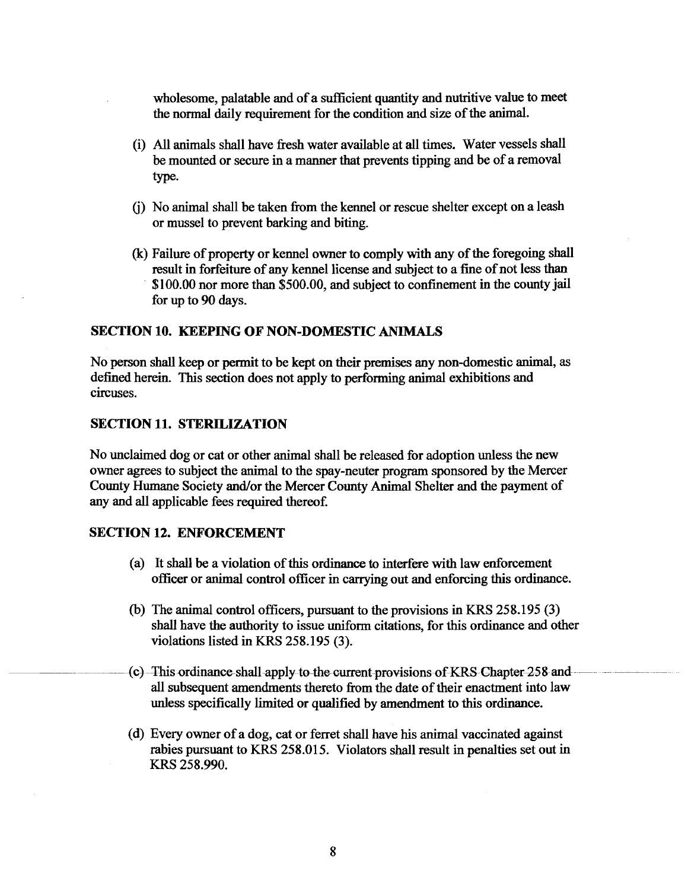wholesome, palatable and of a sufficient quantity and nutritive value to meet the normal daily requirement for the condition and size of the animal.

(i) All animals shall have fresh water available at all times. Water vessels shall be mounted or secure in a manner that prevents tipping and be of a removal type.

(j) No animal shall be taken from the kennel or rescue shelter except on a leash or mussel to prevent barking and biting.

(k) Failure of property or kennel owner to comply with any of the foregoing shall result in forfeiture of any kennel license and subject to a fine of not less than $100.00 nor more than $500.00, and subject to confinement in the county jail for up to 90 days.

## SECTION 10. KEEPING OF NON-DOMESTIC ANIMALS

No person shall keep or permit to be kept on their premises any non-domestic animal, as defined herein. This section does not apply to performing animal exhibitions and circuses.

## SECTION 11. STERILIZATION

No unclaimed dog or cat or other animal shall be released for adoption unless the new owner agrees to subject the animal to the spay-neuter program sponsored by the Mercer County Humane Society and/or the Mercer County Animal Shelter and the payment of any and all applicable fees required thereof.

## SECTION 12. ENFORCEMENT

(a) It shall be a violation of this ordinance to interfere with law enforcement officer or animal control officer in carrying out and enforcing this ordinance.

(b) The animal control officers, pursuant to the provisions in KRS 258.195 (3) shall have the authority to issue uniform citations, for this ordinance and other violations listed in KRS 258.195 (3).

(c) This ordinance shall apply to the current provisions of KRS Chapter 258 and all subsequent amendments thereto from the date of their enactment into law unless specifically limited or qualified by amendment to this ordinance.

(d) Every owner of a dog, cat or ferret shall have his animal vaccinated against rabies pursuant to KRS 258.015. Violators shall result in penalties set out in KRS 258.990.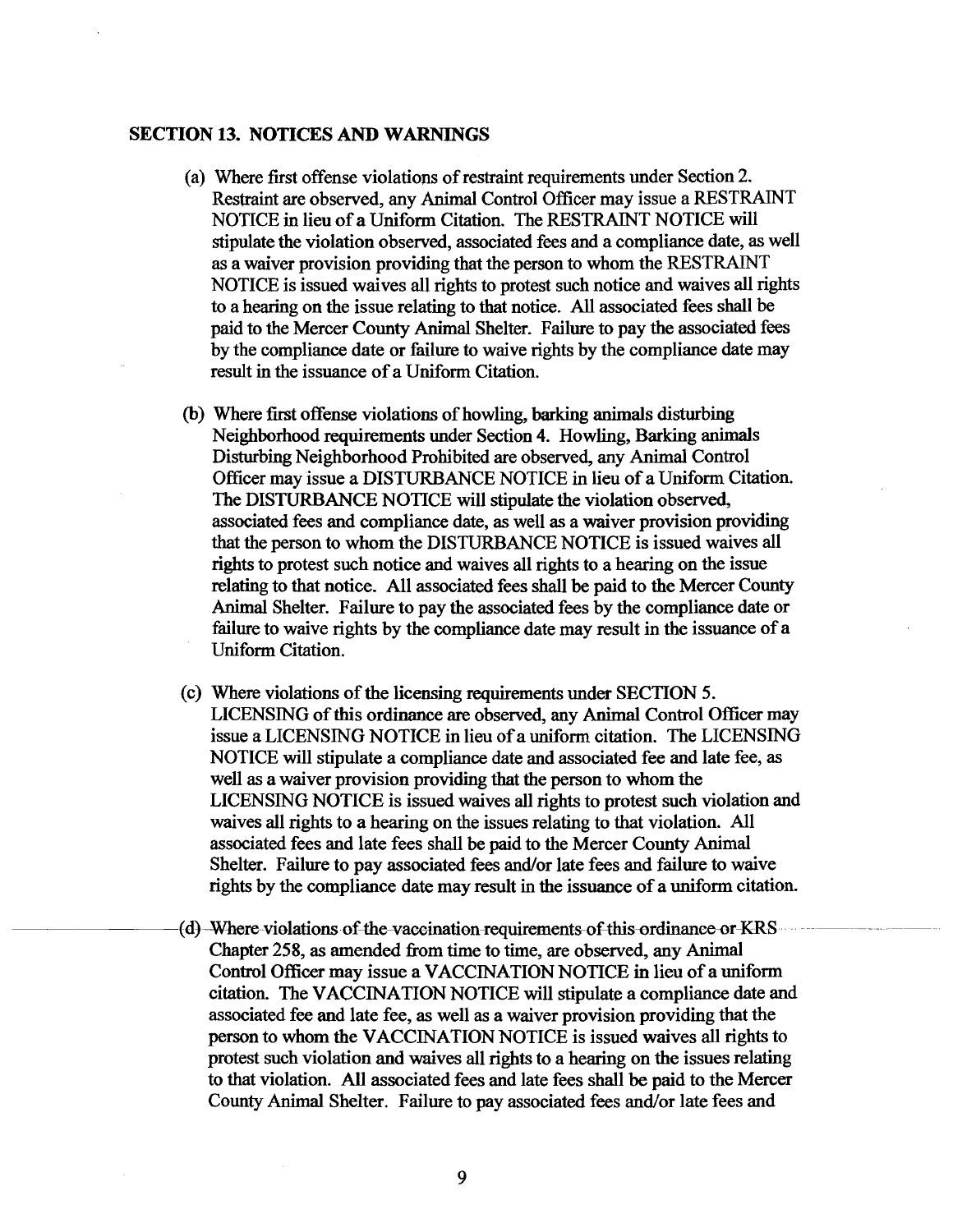## SECTION 13. NOTICES AND WARNINGS

(a) Where first offense violations of restraint requirements under Section 2. Restraint are observed, any Animal Control Officer may issue a RESTRAINT NOTICE in lieu of a Uniform Citation. The RESTRAINT NOTICE will stipulate the violation observed, associated fees and a compliance date, as well as a waiver provision providing that the person to whom the RESTRAINT NOTICE is issued waives all rights to protest such notice and waives all rights to a hearing on the issue relating to that notice. All associated fees shall be paid to the Mercer County Animal Shelter. Failure to pay the associated fees by the compliance date or failure to waive rights by the compliance date may result in the issuance of a Uniform Citation.

(b) Where first offense violations of howling, barking animals disturbing Neighborhood requirements under Section 4. Howling, Barking animals Disturbing Neighborhood Prohibited are observed, any Animal Control Officer may issue a DISTURBANCE NOTICE in lieu of a Uniform Citation. The DISTURBANCE NOTICE will stipulate the violation observed, associated fees and compliance date, as well as a waiver provision providing that the person to whom the DISTURBANCE NOTICE is issued waives all rights to protest such notice and waives all rights to a hearing on the issue relating to that notice. All associated fees shall be paid to the Mercer County Animal Shelter. Failure to pay the associated fees by the compliance date or failure to waive rights by the compliance date may result in the issuance of a Uniform Citation.

(c) Where violations of the licensing requirements under SECTION 5. LICENSING of this ordinance are observed, any Animal Control Officer may issue a LICENSING NOTICE in lieu of a uniform citation. The LICENSING NOTICE will stipulate a compliance date and associated fee and late fee, as well as a waiver provision providing that the person to whom the LICENSING NOTICE is issued waives all rights to protest such violation and waives all rights to a hearing on the issues relating to that violation. All associated fees and late fees shall be paid to the Mercer County Animal Shelter. Failure to pay associated fees and/or late fees and failure to waive rights by the compliance date may result in the issuance of a uniform citation.

(d) Where violations of the vaccination requirements of this ordinance or KRS Chapter 258, as amended from time to time, are observed, any Animal Control Officer may issue a VACCINATION NOTICE in lieu of a uniform citation. The VACCINATION NOTICE will stipulate a compliance date and associated fee and late fee, as well as a waiver provision providing that the person to whom the VACCINATION NOTICE is issued waives all rights to protest such violation and waives all rights to a hearing on the issues relating to that violation. All associated fees and late fees shall be paid to the Mercer County Animal Shelter. Failure to pay associated fees and/or late fees and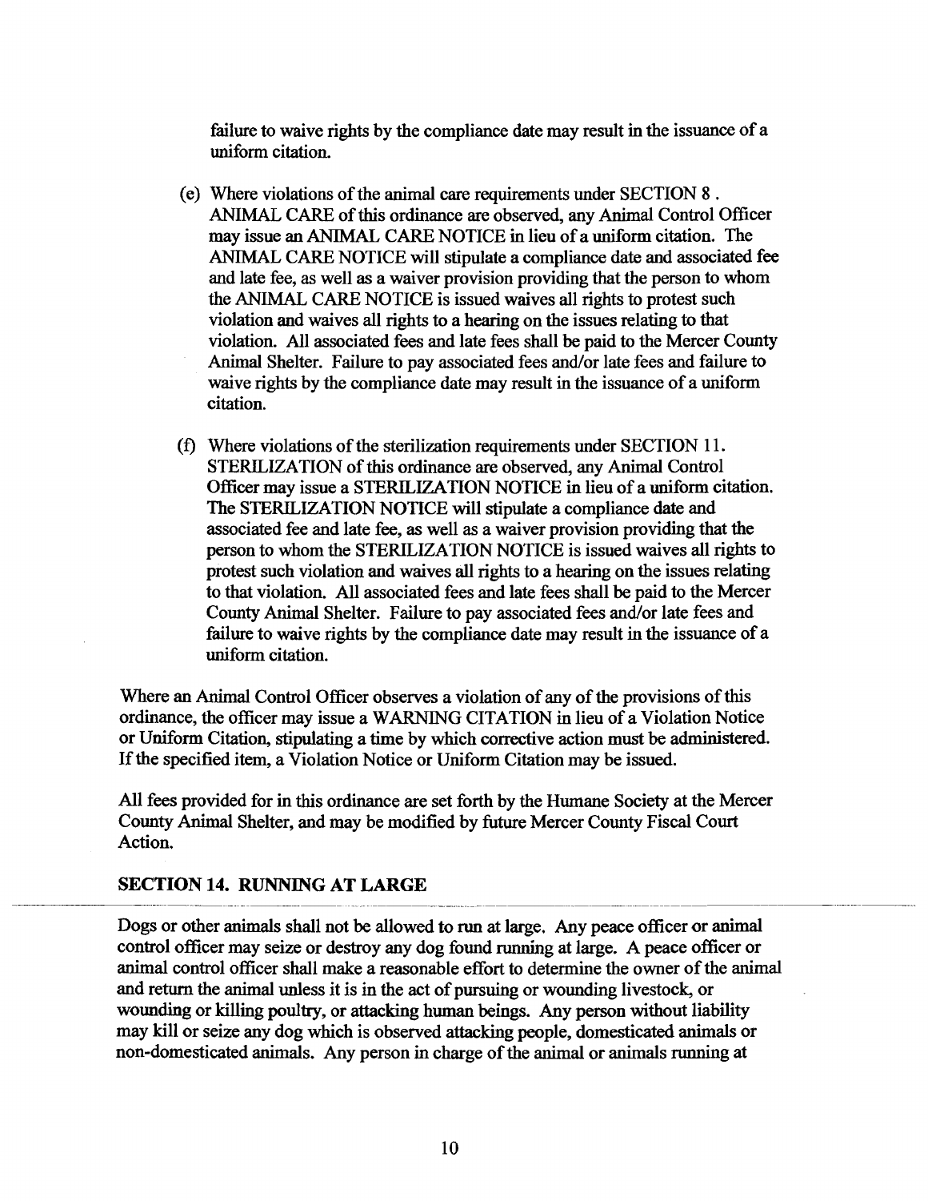failure to waive rights by the compliance date may result in the issuance of a uniform citation.

(e) Where violations of the animal care requirements under SECTION 8 . ANIMAL CARE of this ordinance are observed, any Animal Control Officer may issue an ANIMAL CARE NOTICE in lieu of a uniform citation. The ANIMAL CARE NOTICE will stipulate a compliance date and associated fee and late fee, as well as a waiver provision providing that the person to whom the ANIMAL CARE NOTICE is issued waives all rights to protest such violation and waives all rights to a hearing on the issues relating to that violation. All associated fees and late fees shall be paid to the Mercer County Animal Shelter. Failure to pay associated fees and/or late fees and failure to waive rights by the compliance date may result in the issuance of a uniform citation.

(f) Where violations of the sterilization requirements under SECTION 11. STERILIZATION of this ordinance are observed, any Animal Control Officer may issue a STERILIZATION NOTICE in lieu of a uniform citation. The STERILIZATION NOTICE will stipulate a compliance date and associated fee and late fee, as well as a waiver provision providing that the person to whom the STERILIZATION NOTICE is issued waives all rights to protest such violation and waives all rights to a hearing on the issues relating to that violation. All associated fees and late fees shall be paid to the Mercer County Animal Shelter. Failure to pay associated fees and/or late fees and failure to waive rights by the compliance date may result in the issuance of a uniform citation.

Where an Animal Control Officer observes a violation of any of the provisions of this ordinance, the officer may issue a WARNING CITATION in lieu of a Violation Notice or Uniform Citation, stipulating a time by which corrective action must be administered. If the specified item, a Violation Notice or Uniform Citation may be issued.

All fees provided for in this ordinance are set forth by the Humane Society at the Mercer County Animal Shelter, and may be modified by future Mercer County Fiscal Court Action.

## SECTION 14. RUNNING AT LARGE

Dogs or other animals shall not be allowed to run at large. Any peace officer or animal control officer may seize or destroy any dog found running at large. A peace officer or animal control officer shall make a reasonable effort to determine the owner of the animal and return the animal unless it is in the act of pursuing or wounding livestock, or wounding or killing poultry, or attacking human beings. Any person without liability may kill or seize any dog which is observed attacking people, domesticated animals or non-domesticated animals. Any person in charge of the animal or animals running at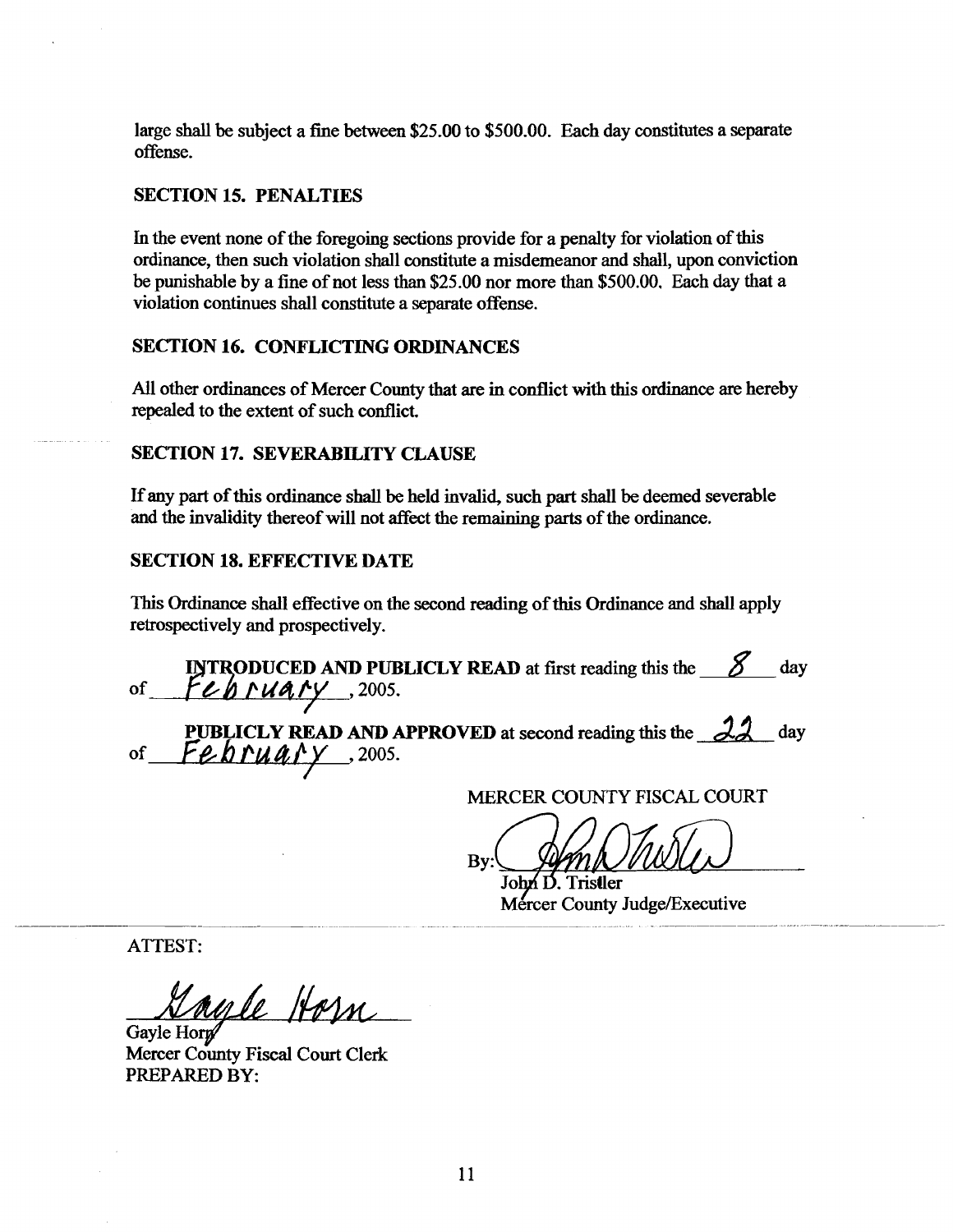large shall be subject a fine between $25.00 to $500.00. Each day constitutes a separate offense.

**SECTION 15. PENALTIES**

In the event none of the foregoing sections provide for a penalty for violation of this ordinance, then such violation shall constitute a misdemeanor and shall, upon conviction be punishable by a fine of not less than $25.00 nor more than $500.00. Each day that a violation continues shall constitute a separate offense.

**SECTION 16. CONFLICTING ORDINANCES**

All other ordinances of Mercer County that are in conflict with this ordinance are hereby repealed to the extent of such conflict.

**SECTION 17. SEVERABILITY CLAUSE**

If any part of this ordinance shall be held invalid, such part shall be deemed severable and the invalidity thereof will not affect the remaining parts of the ordinance.

**SECTION 18. EFFECTIVE DATE**

This Ordinance shall effective on the second reading of this Ordinance and shall apply retrospectively and prospectively.

**INTRODUCED AND PUBLICLY READ** at first reading this the 8 day of February, 2005.

**PUBLICLY READ AND APPROVED** at second reading this the 22 day of February, 2005.

MERCER COUNTY FISCAL COURT

By: _______________
John D. Tristler
Mercer County Judge/Executive

ATTEST:

_______________
Gayle Horn
Mercer County Fiscal Court Clerk
PREPARED BY: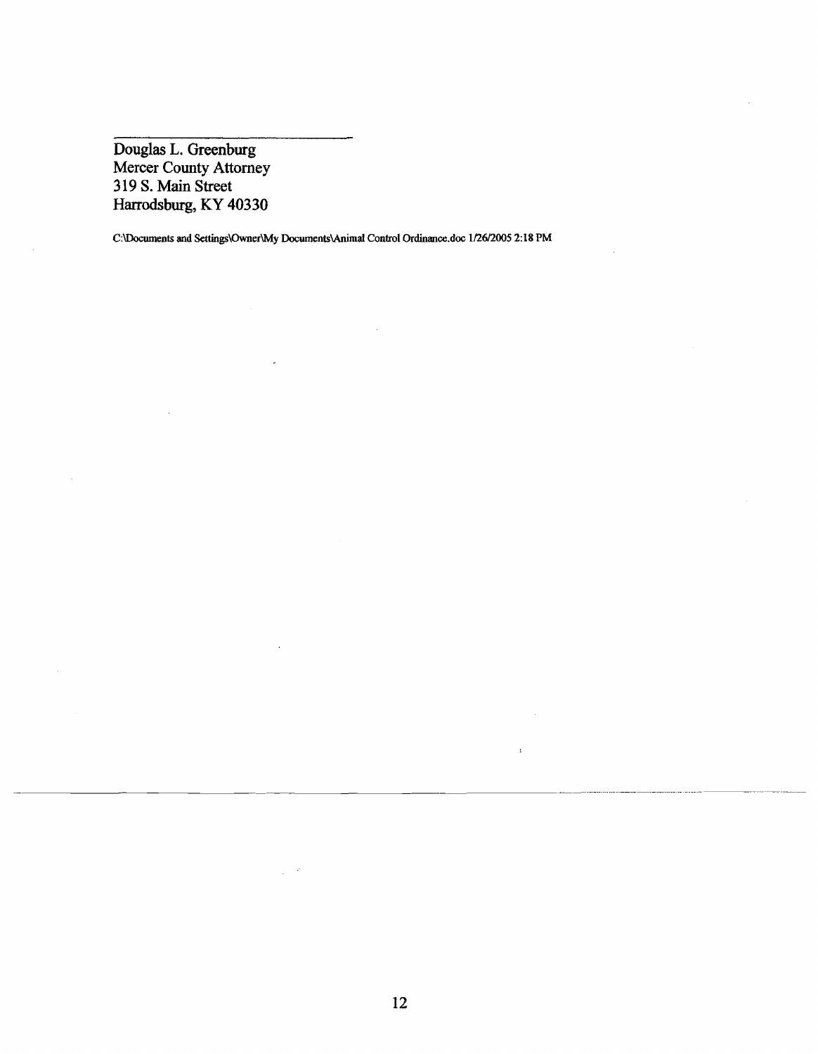\_\_\_\_\_\_\_\_\_\_\_\_\_\_\_\_\_\_\_\_\_\_\_\_\_\_\_\_\_\_\_\_

Douglas L. Greenburg
Mercer County Attorney
319 S. Main Street
Harrodsburg, KY 40330

C:\Documents and Settings\Owner\My Documents\Animal Control Ordinance.doc 1/26/2005 2:18 PM